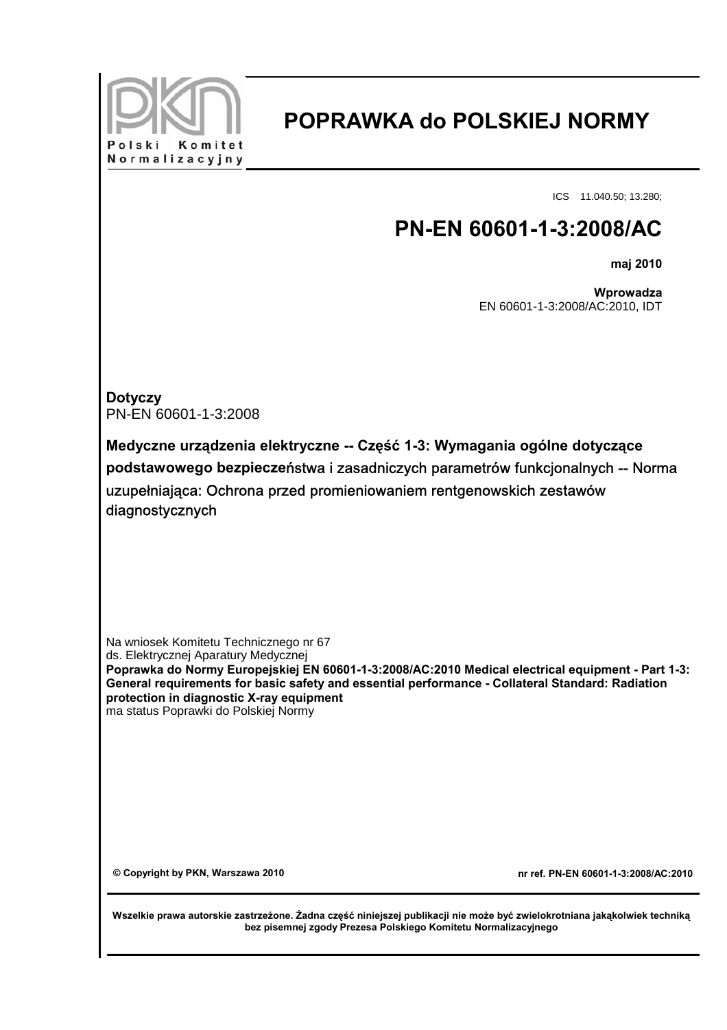Polski Komitet Normalizacyjny

# POPRAWKA do POLSKIEJ NORMY

ICS 11.040.50; 13.280;

# PN-EN 60601-1-3:2008/AC

**maj 2010**

**Wprowadza**
EN 60601-1-3:2008/AC:2010, IDT

**Dotyczy**
PN-EN 60601-1-3:2008

**Medyczne urządzenia elektryczne -- Część 1-3: Wymagania ogólne dotyczące podstawowego bezpieczeństwa i zasadniczych parametrów funkcjonalnych -- Norma uzupełniająca: Ochrona przed promieniowaniem rentgenowskich zestawów diagnostycznych**

Na wniosek Komitetu Technicznego nr 67
ds. Elektrycznej Aparatury Medycznej
**Poprawka do Normy Europejskiej EN 60601-1-3:2008/AC:2010 Medical electrical equipment - Part 1-3: General requirements for basic safety and essential performance - Collateral Standard: Radiation protection in diagnostic X-ray equipment**
ma status Poprawki do Polskiej Normy

**© Copyright by PKN, Warszawa 2010**

**nr ref. PN-EN 60601-1-3:2008/AC:2010**

**Wszelkie prawa autorskie zastrzeżone. Żadna część niniejszej publikacji nie może być zwielokrotniana jakąkolwiek techniką bez pisemnej zgody Prezesa Polskiego Komitetu Normalizacyjnego**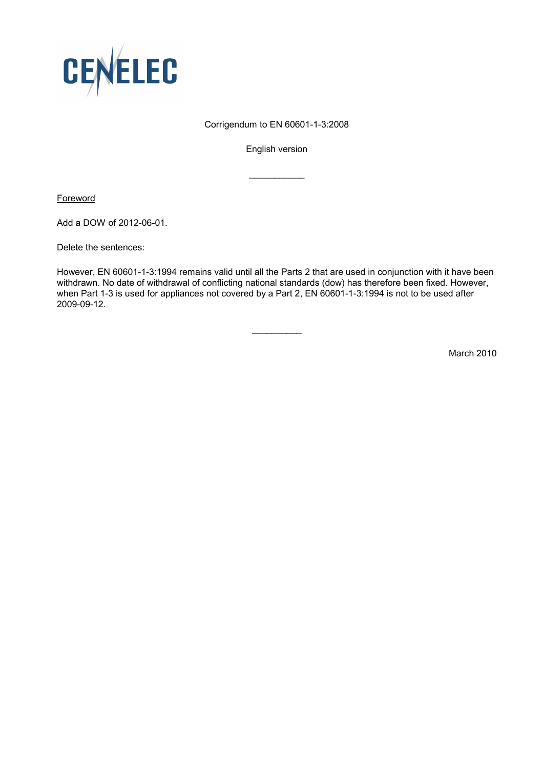CENELEC

Corrigendum to EN 60601-1-3:2008

English version

---

Foreword

Add a DOW of 2012-06-01.

Delete the sentences:

However, EN 60601-1-3:1994 remains valid until all the Parts 2 that are used in conjunction with it have been withdrawn. No date of withdrawal of conflicting national standards (dow) has therefore been fixed. However, when Part 1-3 is used for appliances not covered by a Part 2, EN 60601-1-3:1994 is not to be used after 2009-09-12.

---

March 2010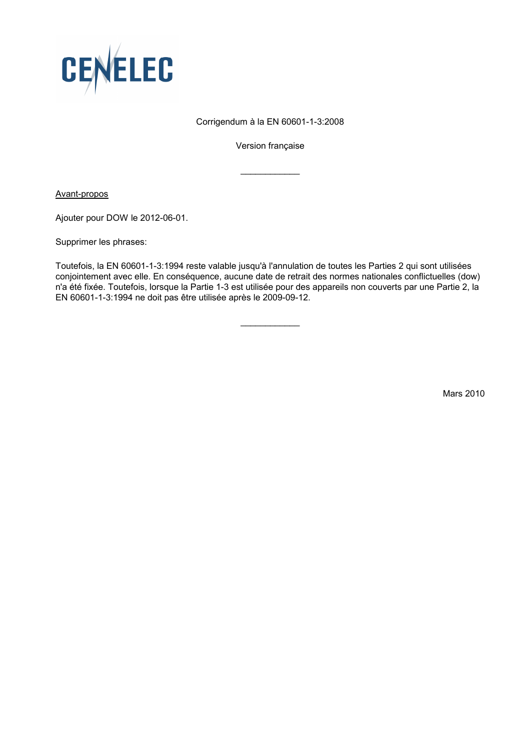CENELEC

Corrigendum à la EN 60601-1-3:2008

Version française

___________

Avant-propos

Ajouter pour DOW le 2012-06-01.

Supprimer les phrases:

Toutefois, la EN 60601-1-3:1994 reste valable jusqu'à l'annulation de toutes les Parties 2 qui sont utilisées conjointement avec elle. En conséquence, aucune date de retrait des normes nationales conflictuelles (dow) n'a été fixée. Toutefois, lorsque la Partie 1-3 est utilisée pour des appareils non couverts par une Partie 2, la EN 60601-1-3:1994 ne doit pas être utilisée après le 2009-09-12.

___________

Mars 2010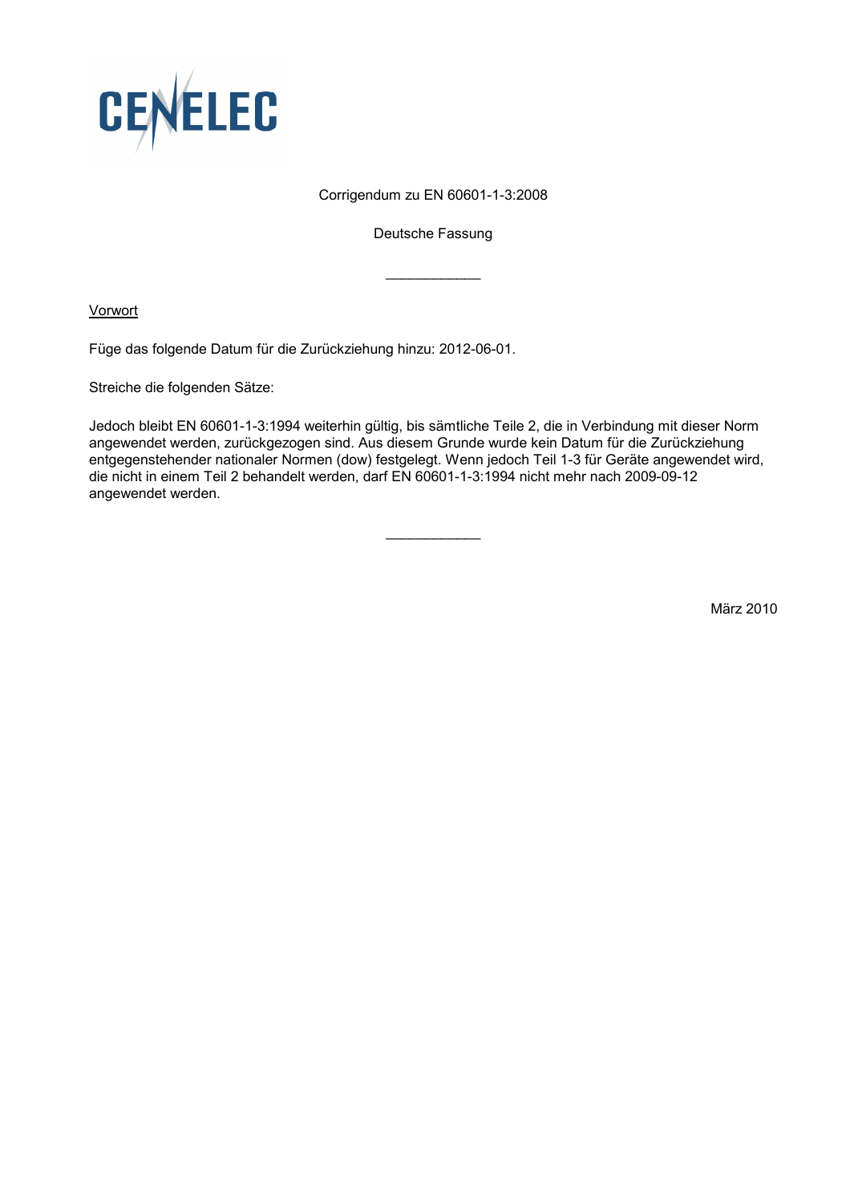CENELEC

Corrigendum zu EN 60601-1-3:2008

Deutsche Fassung

---

Vorwort

Füge das folgende Datum für die Zurückziehung hinzu: 2012-06-01.

Streiche die folgenden Sätze:

Jedoch bleibt EN 60601-1-3:1994 weiterhin gültig, bis sämtliche Teile 2, die in Verbindung mit dieser Norm angewendet werden, zurückgezogen sind. Aus diesem Grunde wurde kein Datum für die Zurückziehung entgegenstehender nationaler Normen (dow) festgelegt. Wenn jedoch Teil 1-3 für Geräte angewendet wird, die nicht in einem Teil 2 behandelt werden, darf EN 60601-1-3:1994 nicht mehr nach 2009-09-12 angewendet werden.

---

März 2010